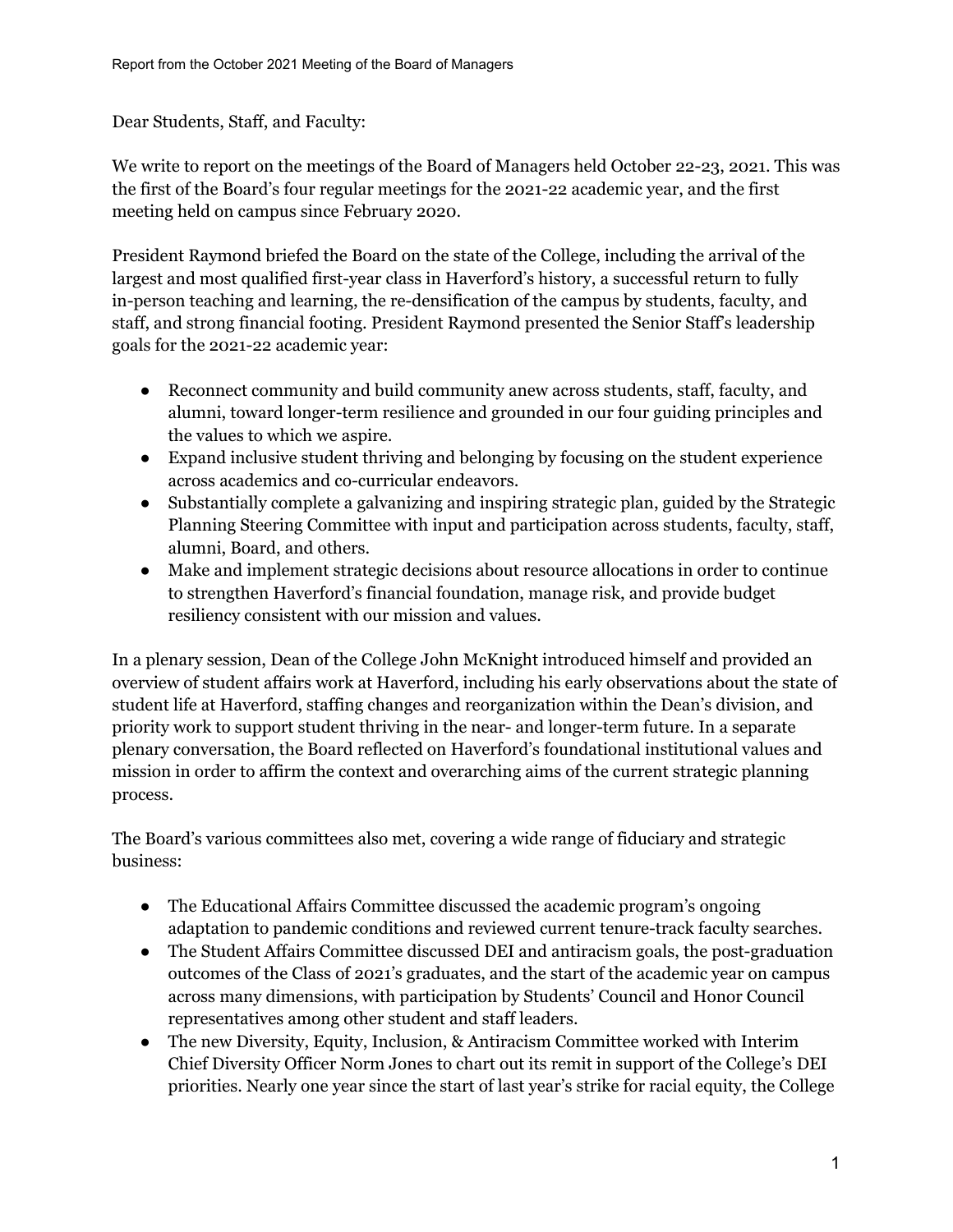Dear Students, Staff, and Faculty:

We write to report on the meetings of the Board of Managers held October 22-23, 2021. This was the first of the Board's four regular meetings for the 2021-22 academic year, and the first meeting held on campus since February 2020.

President Raymond briefed the Board on the state of the College, including the arrival of the largest and most qualified first-year class in Haverford's history, a successful return to fully in-person teaching and learning, the re-densification of the campus by students, faculty, and staff, and strong financial footing. President Raymond presented the Senior Staff's leadership goals for the 2021-22 academic year:

- Reconnect community and build community anew across students, staff, faculty, and alumni, toward longer-term resilience and grounded in our four guiding principles and the values to which we aspire.
- Expand inclusive student thriving and belonging by focusing on the student experience across academics and co-curricular endeavors.
- Substantially complete a galvanizing and inspiring strategic plan, guided by the Strategic Planning Steering Committee with input and participation across students, faculty, staff, alumni, Board, and others.
- Make and implement strategic decisions about resource allocations in order to continue to strengthen Haverford's financial foundation, manage risk, and provide budget resiliency consistent with our mission and values.

In a plenary session, Dean of the College John McKnight introduced himself and provided an overview of student affairs work at Haverford, including his early observations about the state of student life at Haverford, staffing changes and reorganization within the Dean's division, and priority work to support student thriving in the near- and longer-term future. In a separate plenary conversation, the Board reflected on Haverford's foundational institutional values and mission in order to affirm the context and overarching aims of the current strategic planning process.

The Board's various committees also met, covering a wide range of fiduciary and strategic business:

- The Educational Affairs Committee discussed the academic program's ongoing adaptation to pandemic conditions and reviewed current tenure-track faculty searches.
- The Student Affairs Committee discussed DEI and antiracism goals, the post-graduation outcomes of the Class of 2021's graduates, and the start of the academic year on campus across many dimensions, with participation by Students' Council and Honor Council representatives among other student and staff leaders.
- The new Diversity, Equity, Inclusion, & Antiracism Committee worked with Interim Chief Diversity Officer Norm Jones to chart out its remit in support of the College's DEI priorities. Nearly one year since the start of last year's strike for racial equity, the College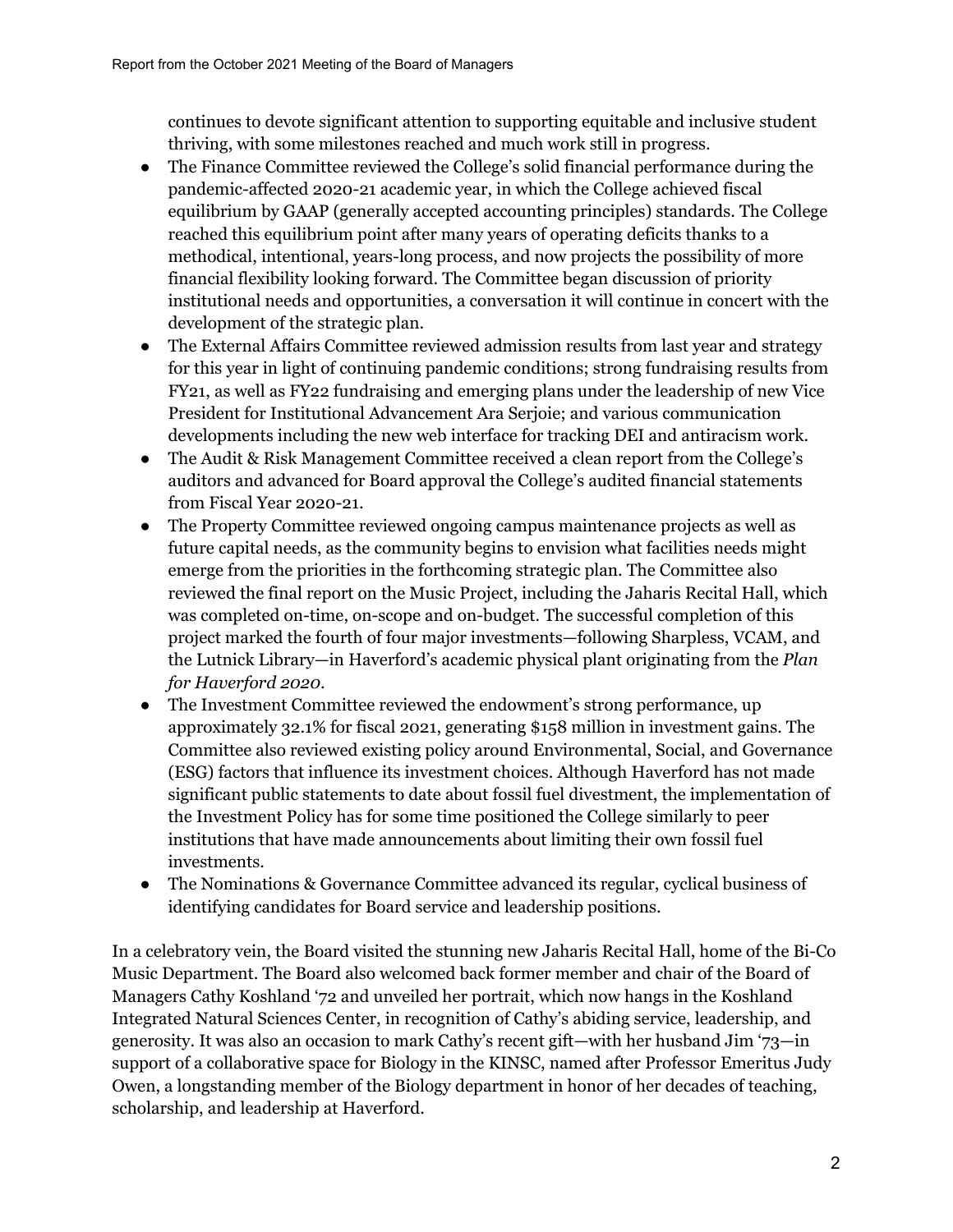continues to devote significant attention to supporting equitable and inclusive student thriving, with some milestones reached and much work still in progress.

- The Finance Committee reviewed the College's solid financial performance during the pandemic-affected 2020-21 academic year, in which the College achieved fiscal equilibrium by GAAP (generally accepted accounting principles) standards. The College reached this equilibrium point after many years of operating deficits thanks to a methodical, intentional, years-long process, and now projects the possibility of more financial flexibility looking forward. The Committee began discussion of priority institutional needs and opportunities, a conversation it will continue in concert with the development of the strategic plan.
- The External Affairs Committee reviewed admission results from last year and strategy for this year in light of continuing pandemic conditions; strong fundraising results from FY21, as well as FY22 fundraising and emerging plans under the leadership of new Vice President for Institutional Advancement Ara Serjoie; and various communication developments including the new web interface for tracking DEI and antiracism work.
- The Audit & Risk Management Committee received a clean report from the College's auditors and advanced for Board approval the College's audited financial statements from Fiscal Year 2020-21.
- The Property Committee reviewed ongoing campus maintenance projects as well as future capital needs, as the community begins to envision what facilities needs might emerge from the priorities in the forthcoming strategic plan. The Committee also reviewed the final report on the Music Project, including the Jaharis Recital Hall, which was completed on-time, on-scope and on-budget. The successful completion of this project marked the fourth of four major investments—following Sharpless, VCAM, and the Lutnick Library—in Haverford's academic physical plant originating from the *Plan for Haverford 2020*.
- The Investment Committee reviewed the endowment's strong performance, up approximately 32.1% for fiscal 2021, generating $158 million in investment gains. The Committee also reviewed existing policy around Environmental, Social, and Governance (ESG) factors that influence its investment choices. Although Haverford has not made significant public statements to date about fossil fuel divestment, the implementation of the Investment Policy has for some time positioned the College similarly to peer institutions that have made announcements about limiting their own fossil fuel investments.
- The Nominations & Governance Committee advanced its regular, cyclical business of identifying candidates for Board service and leadership positions.

In a celebratory vein, the Board visited the stunning new Jaharis Recital Hall, home of the Bi-Co Music Department. The Board also welcomed back former member and chair of the Board of Managers Cathy Koshland '72 and unveiled her portrait, which now hangs in the Koshland Integrated Natural Sciences Center, in recognition of Cathy's abiding service, leadership, and generosity. It was also an occasion to mark Cathy's recent gift—with her husband Jim '73—in support of a collaborative space for Biology in the KINSC, named after Professor Emeritus Judy Owen, a longstanding member of the Biology department in honor of her decades of teaching, scholarship, and leadership at Haverford.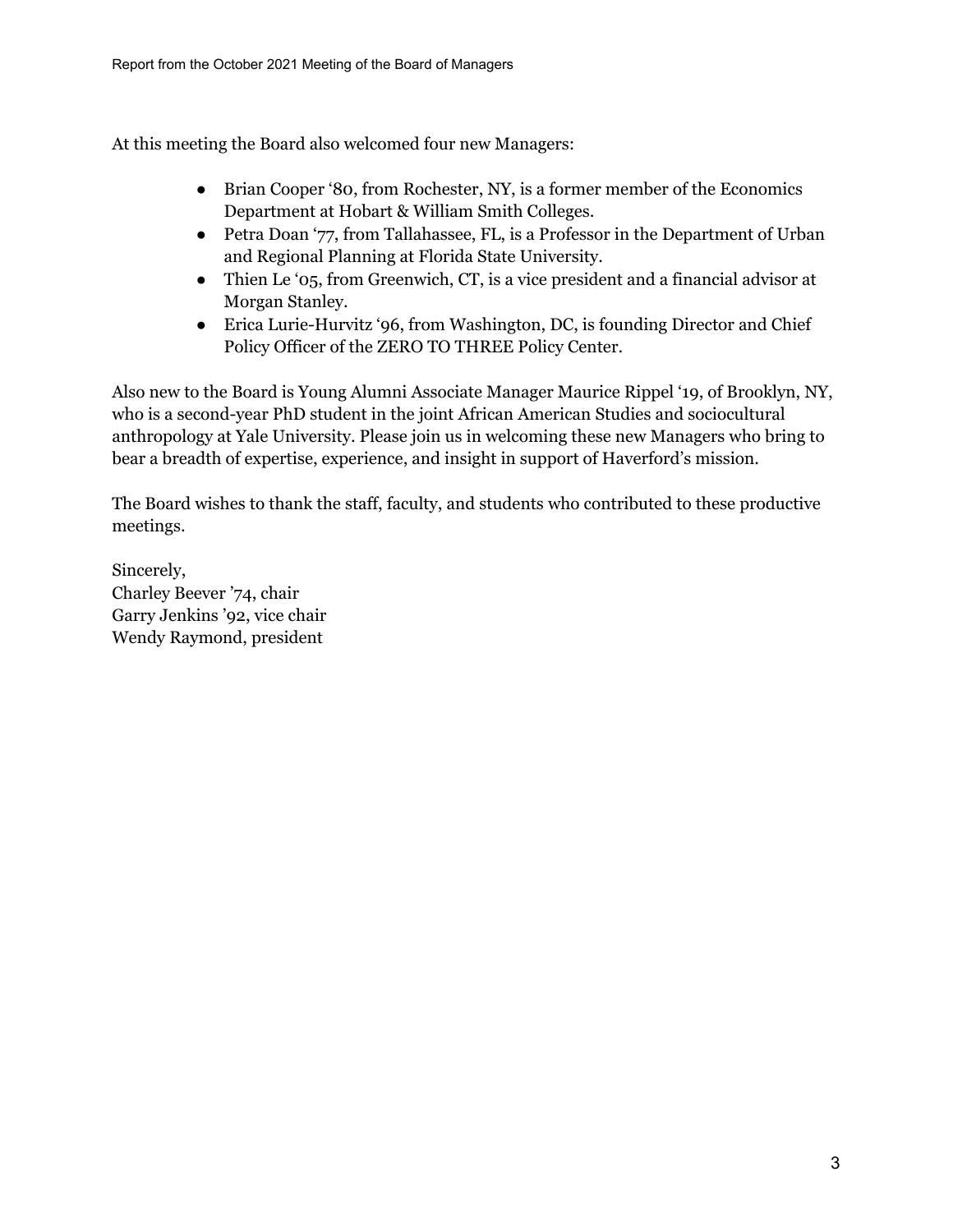At this meeting the Board also welcomed four new Managers:

- Brian Cooper ‘80, from Rochester, NY, is a former member of the Economics Department at Hobart & William Smith Colleges.
- Petra Doan ‘77, from Tallahassee, FL, is a Professor in the Department of Urban and Regional Planning at Florida State University.
- Thien Le ‘05, from Greenwich, CT, is a vice president and a financial advisor at Morgan Stanley.
- Erica Lurie-Hurvitz ‘96, from Washington, DC, is founding Director and Chief Policy Officer of the ZERO TO THREE Policy Center.

Also new to the Board is Young Alumni Associate Manager Maurice Rippel ‘19, of Brooklyn, NY, who is a second-year PhD student in the joint African American Studies and sociocultural anthropology at Yale University. Please join us in welcoming these new Managers who bring to bear a breadth of expertise, experience, and insight in support of Haverford’s mission.

The Board wishes to thank the staff, faculty, and students who contributed to these productive meetings.

Sincerely,
Charley Beever ’74, chair
Garry Jenkins ’92, vice chair
Wendy Raymond, president